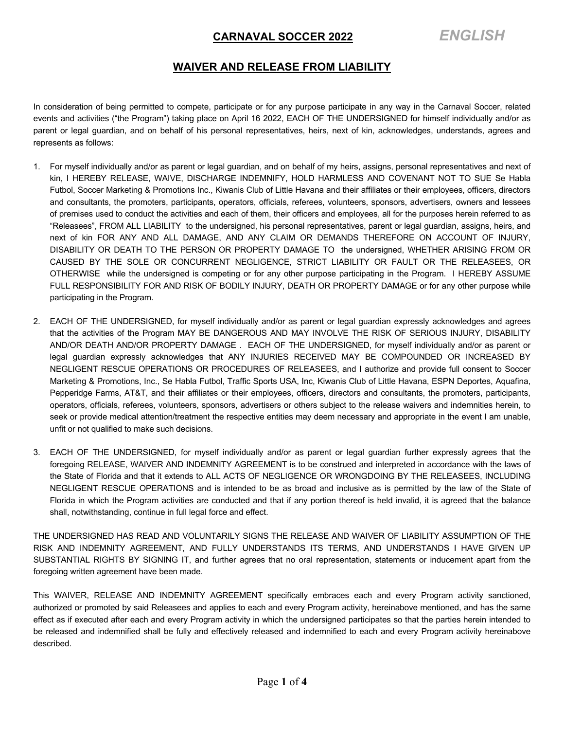## CARNAVAL SOCCER 2022 *ENGLISH*

## WAIVER AND RELEASE FROM LIABILITY

In consideration of being permitted to compete, participate or for any purpose participate in any way in the Carnaval Soccer, related events and activities ("the Program") taking place on April 16 2022, EACH OF THE UNDERSIGNED for himself individually and/or as parent or legal guardian, and on behalf of his personal representatives, heirs, next of kin, acknowledges, understands, agrees and represents as follows:

1. For myself individually and/or as parent or legal guardian, and on behalf of my heirs, assigns, personal representatives and next of kin, I HEREBY RELEASE, WAIVE, DISCHARGE INDEMNIFY, HOLD HARMLESS AND COVENANT NOT TO SUE Se Habla Futbol, Soccer Marketing & Promotions Inc., Kiwanis Club of Little Havana and their affiliates or their employees, officers, directors and consultants, the promoters, participants, operators, officials, referees, volunteers, sponsors, advertisers, owners and lessees of premises used to conduct the activities and each of them, their officers and employees, all for the purposes herein referred to as "Releasees", FROM ALL LIABILITY to the undersigned, his personal representatives, parent or legal guardian, assigns, heirs, and next of kin FOR ANY AND ALL DAMAGE, AND ANY CLAIM OR DEMANDS THEREFORE ON ACCOUNT OF INJURY, DISABILITY OR DEATH TO THE PERSON OR PROPERTY DAMAGE TO the undersigned, WHETHER ARISING FROM OR CAUSED BY THE SOLE OR CONCURRENT NEGLIGENCE, STRICT LIABILITY OR FAULT OR THE RELEASEES, OR OTHERWISE while the undersigned is competing or for any other purpose participating in the Program. I HEREBY ASSUME FULL RESPONSIBILITY FOR AND RISK OF BODILY INJURY, DEATH OR PROPERTY DAMAGE or for any other purpose while participating in the Program.

2. EACH OF THE UNDERSIGNED, for myself individually and/or as parent or legal guardian expressly acknowledges and agrees that the activities of the Program MAY BE DANGEROUS AND MAY INVOLVE THE RISK OF SERIOUS INJURY, DISABILITY AND/OR DEATH AND/OR PROPERTY DAMAGE . EACH OF THE UNDERSIGNED, for myself individually and/or as parent or legal guardian expressly acknowledges that ANY INJURIES RECEIVED MAY BE COMPOUNDED OR INCREASED BY NEGLIGENT RESCUE OPERATIONS OR PROCEDURES OF RELEASEES, and I authorize and provide full consent to Soccer Marketing & Promotions, Inc., Se Habla Futbol, Traffic Sports USA, Inc, Kiwanis Club of Little Havana, ESPN Deportes, Aquafina, Pepperidge Farms, AT&T, and their affiliates or their employees, officers, directors and consultants, the promoters, participants, operators, officials, referees, volunteers, sponsors, advertisers or others subject to the release waivers and indemnities herein, to seek or provide medical attention/treatment the respective entities may deem necessary and appropriate in the event I am unable, unfit or not qualified to make such decisions.

3. EACH OF THE UNDERSIGNED, for myself individually and/or as parent or legal guardian further expressly agrees that the foregoing RELEASE, WAIVER AND INDEMNITY AGREEMENT is to be construed and interpreted in accordance with the laws of the State of Florida and that it extends to ALL ACTS OF NEGLIGENCE OR WRONGDOING BY THE RELEASEES, INCLUDING NEGLIGENT RESCUE OPERATIONS and is intended to be as broad and inclusive as is permitted by the law of the State of Florida in which the Program activities are conducted and that if any portion thereof is held invalid, it is agreed that the balance shall, notwithstanding, continue in full legal force and effect.

THE UNDERSIGNED HAS READ AND VOLUNTARILY SIGNS THE RELEASE AND WAIVER OF LIABILITY ASSUMPTION OF THE RISK AND INDEMNITY AGREEMENT, AND FULLY UNDERSTANDS ITS TERMS, AND UNDERSTANDS I HAVE GIVEN UP SUBSTANTIAL RIGHTS BY SIGNING IT, and further agrees that no oral representation, statements or inducement apart from the foregoing written agreement have been made.

This WAIVER, RELEASE AND INDEMNITY AGREEMENT specifically embraces each and every Program activity sanctioned, authorized or promoted by said Releasees and applies to each and every Program activity, hereinabove mentioned, and has the same effect as if executed after each and every Program activity in which the undersigned participates so that the parties herein intended to be released and indemnified shall be fully and effectively released and indemnified to each and every Program activity hereinabove described.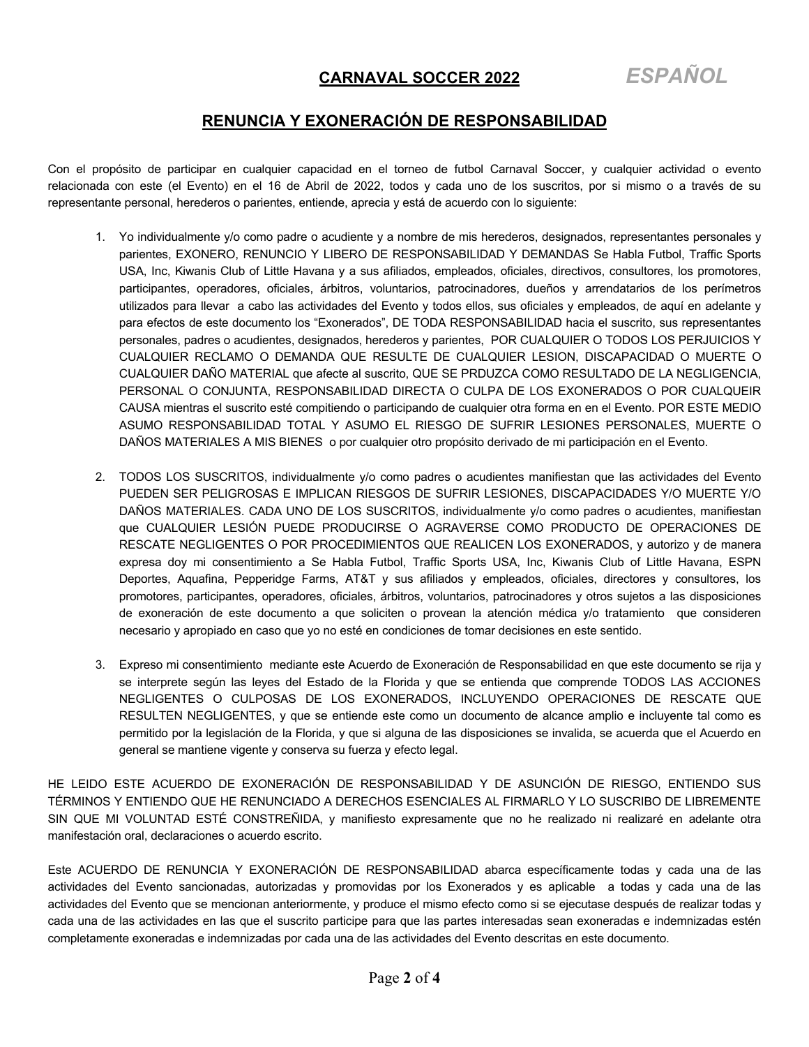**CARNAVAL SOCCER 2022** *ESPAÑOL*

## RENUNCIA Y EXONERACIÓN DE RESPONSABILIDAD

Con el propósito de participar en cualquier capacidad en el torneo de futbol Carnaval Soccer, y cualquier actividad o evento relacionada con este (el Evento) en el 16 de Abril de 2022, todos y cada uno de los suscritos, por si mismo o a través de su representante personal, herederos o parientes, entiende, aprecia y está de acuerdo con lo siguiente:

1. Yo individualmente y/o como padre o acudiente y a nombre de mis herederos, designados, representantes personales y parientes, EXONERO, RENUNCIO Y LIBERO DE RESPONSABILIDAD Y DEMANDAS Se Habla Futbol, Traffic Sports USA, Inc, Kiwanis Club of Little Havana y a sus afiliados, empleados, oficiales, directivos, consultores, los promotores, participantes, operadores, oficiales, árbitros, voluntarios, patrocinadores, dueños y arrendatarios de los perímetros utilizados para llevar a cabo las actividades del Evento y todos ellos, sus oficiales y empleados, de aquí en adelante y para efectos de este documento los "Exonerados", DE TODA RESPONSABILIDAD hacia el suscrito, sus representantes personales, padres o acudientes, designados, herederos y parientes, POR CUALQUIER O TODOS LOS PERJUICIOS Y CUALQUIER RECLAMO O DEMANDA QUE RESULTE DE CUALQUIER LESION, DISCAPACIDAD O MUERTE O CUALQUIER DAÑO MATERIAL que afecte al suscrito, QUE SE PRDUZCA COMO RESULTADO DE LA NEGLIGENCIA, PERSONAL O CONJUNTA, RESPONSABILIDAD DIRECTA O CULPA DE LOS EXONERADOS O POR CUALQUEIR CAUSA mientras el suscrito esté compitiendo o participando de cualquier otra forma en en el Evento. POR ESTE MEDIO ASUMO RESPONSABILIDAD TOTAL Y ASUMO EL RIESGO DE SUFRIR LESIONES PERSONALES, MUERTE O DAÑOS MATERIALES A MIS BIENES o por cualquier otro propósito derivado de mi participación en el Evento.

2. TODOS LOS SUSCRITOS, individualmente y/o como padres o acudientes manifiestan que las actividades del Evento PUEDEN SER PELIGROSAS E IMPLICAN RIESGOS DE SUFRIR LESIONES, DISCAPACIDADES Y/O MUERTE Y/O DAÑOS MATERIALES. CADA UNO DE LOS SUSCRITOS, individualmente y/o como padres o acudientes, manifiestan que CUALQUIER LESIÓN PUEDE PRODUCIRSE O AGRAVERSE COMO PRODUCTO DE OPERACIONES DE RESCATE NEGLIGENTES O POR PROCEDIMIENTOS QUE REALICEN LOS EXONERADOS, y autorizo y de manera expresa doy mi consentimiento a Se Habla Futbol, Traffic Sports USA, Inc, Kiwanis Club of Little Havana, ESPN Deportes, Aquafina, Pepperidge Farms, AT&T y sus afiliados y empleados, oficiales, directores y consultores, los promotores, participantes, operadores, oficiales, árbitros, voluntarios, patrocinadores y otros sujetos a las disposiciones de exoneración de este documento a que soliciten o provean la atención médica y/o tratamiento que consideren necesario y apropiado en caso que yo no esté en condiciones de tomar decisiones en este sentido.

3. Expreso mi consentimiento mediante este Acuerdo de Exoneración de Responsabilidad en que este documento se rija y se interprete según las leyes del Estado de la Florida y que se entienda que comprende TODOS LAS ACCIONES NEGLIGENTES O CULPOSAS DE LOS EXONERADOS, INCLUYENDO OPERACIONES DE RESCATE QUE RESULTEN NEGLIGENTES, y que se entiende este como un documento de alcance amplio e incluyente tal como es permitido por la legislación de la Florida, y que si alguna de las disposiciones se invalida, se acuerda que el Acuerdo en general se mantiene vigente y conserva su fuerza y efecto legal.

HE LEIDO ESTE ACUERDO DE EXONERACIÓN DE RESPONSABILIDAD Y DE ASUNCIÓN DE RIESGO, ENTIENDO SUS TÉRMINOS Y ENTIENDO QUE HE RENUNCIADO A DERECHOS ESENCIALES AL FIRMARLO Y LO SUSCRIBO DE LIBREMENTE SIN QUE MI VOLUNTAD ESTÉ CONSTREÑIDA, y manifiesto expresamente que no he realizado ni realizaré en adelante otra manifestación oral, declaraciones o acuerdo escrito.

Este ACUERDO DE RENUNCIA Y EXONERACIÓN DE RESPONSABILIDAD abarca específicamente todas y cada una de las actividades del Evento sancionadas, autorizadas y promovidas por los Exonerados y es aplicable a todas y cada una de las actividades del Evento que se mencionan anteriormente, y produce el mismo efecto como si se ejecutase después de realizar todas y cada una de las actividades en las que el suscrito participe para que las partes interesadas sean exoneradas e indemnizadas estén completamente exoneradas e indemnizadas por cada una de las actividades del Evento descritas en este documento.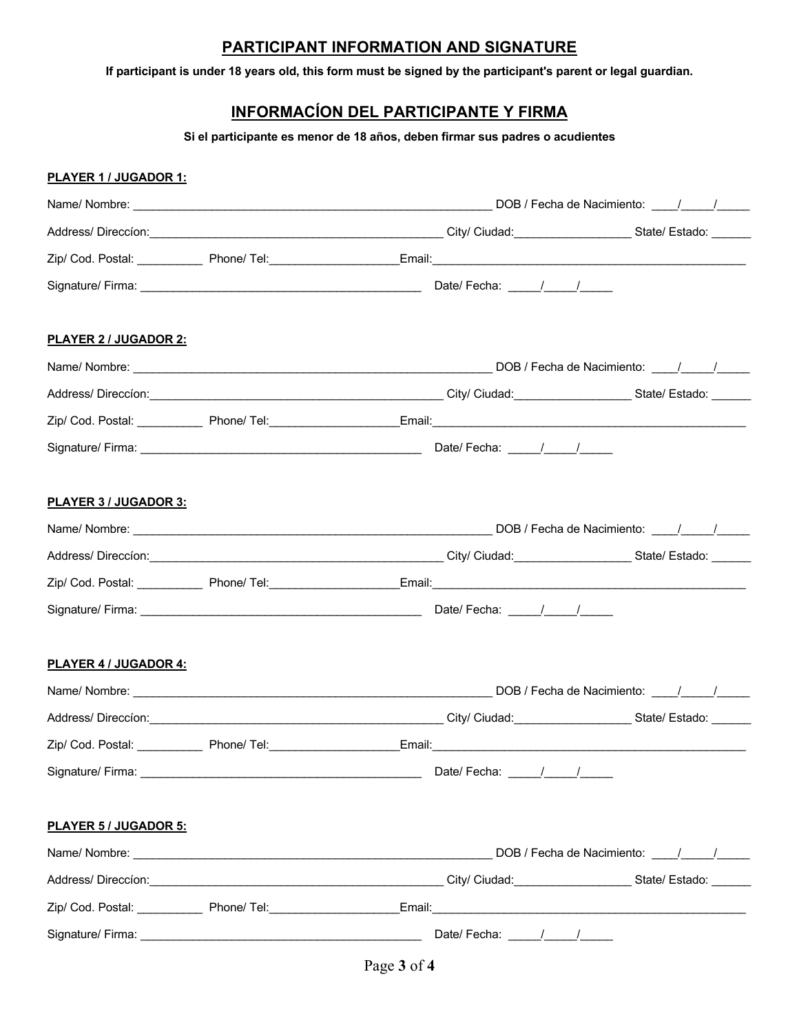## PARTICIPANT INFORMATION AND SIGNATURE

**If participant is under 18 years old, this form must be signed by the participant's parent or legal guardian.**

## INFORMACÍON DEL PARTICIPANTE Y FIRMA

**Si el participante es menor de 18 años, deben firmar sus padres o acudientes**

**PLAYER 1 / JUGADOR 1:**

Name/ Nombre: ________________________________________________________ DOB / Fecha de Nacimiento: ____/_____/_____

Address/ Direccíon:_______________________________________________ City/ Ciudad:__________________ State/ Estado: ______

Zip/ Cod. Postal: __________ Phone/ Tel:____________________Email:__________________________________________________

Signature/ Firma: ____________________________________________ Date/ Fecha: _____/_____/_____

**PLAYER 2 / JUGADOR 2:**

Name/ Nombre: ________________________________________________________ DOB / Fecha de Nacimiento: ____/_____/_____

Address/ Direccíon:_______________________________________________ City/ Ciudad:__________________ State/ Estado: ______

Zip/ Cod. Postal: __________ Phone/ Tel:____________________Email:__________________________________________________

Signature/ Firma: ____________________________________________ Date/ Fecha: _____/_____/_____

**PLAYER 3 / JUGADOR 3:**

Name/ Nombre: ________________________________________________________ DOB / Fecha de Nacimiento: ____/_____/_____

Address/ Direccíon:_______________________________________________ City/ Ciudad:__________________ State/ Estado: ______

Zip/ Cod. Postal: __________ Phone/ Tel:____________________Email:__________________________________________________

Signature/ Firma: ____________________________________________ Date/ Fecha: _____/_____/_____

**PLAYER 4 / JUGADOR 4:**

Name/ Nombre: ________________________________________________________ DOB / Fecha de Nacimiento: ____/_____/_____

Address/ Direccíon:_______________________________________________ City/ Ciudad:__________________ State/ Estado: ______

Zip/ Cod. Postal: __________ Phone/ Tel:____________________Email:__________________________________________________

Signature/ Firma: ____________________________________________ Date/ Fecha: _____/_____/_____

**PLAYER 5 / JUGADOR 5:**

Name/ Nombre: ________________________________________________________ DOB / Fecha de Nacimiento: ____/_____/_____

Address/ Direccíon:_______________________________________________ City/ Ciudad:__________________ State/ Estado: ______

Zip/ Cod. Postal: __________ Phone/ Tel:____________________Email:__________________________________________________

Signature/ Firma: ____________________________________________ Date/ Fecha: _____/_____/_____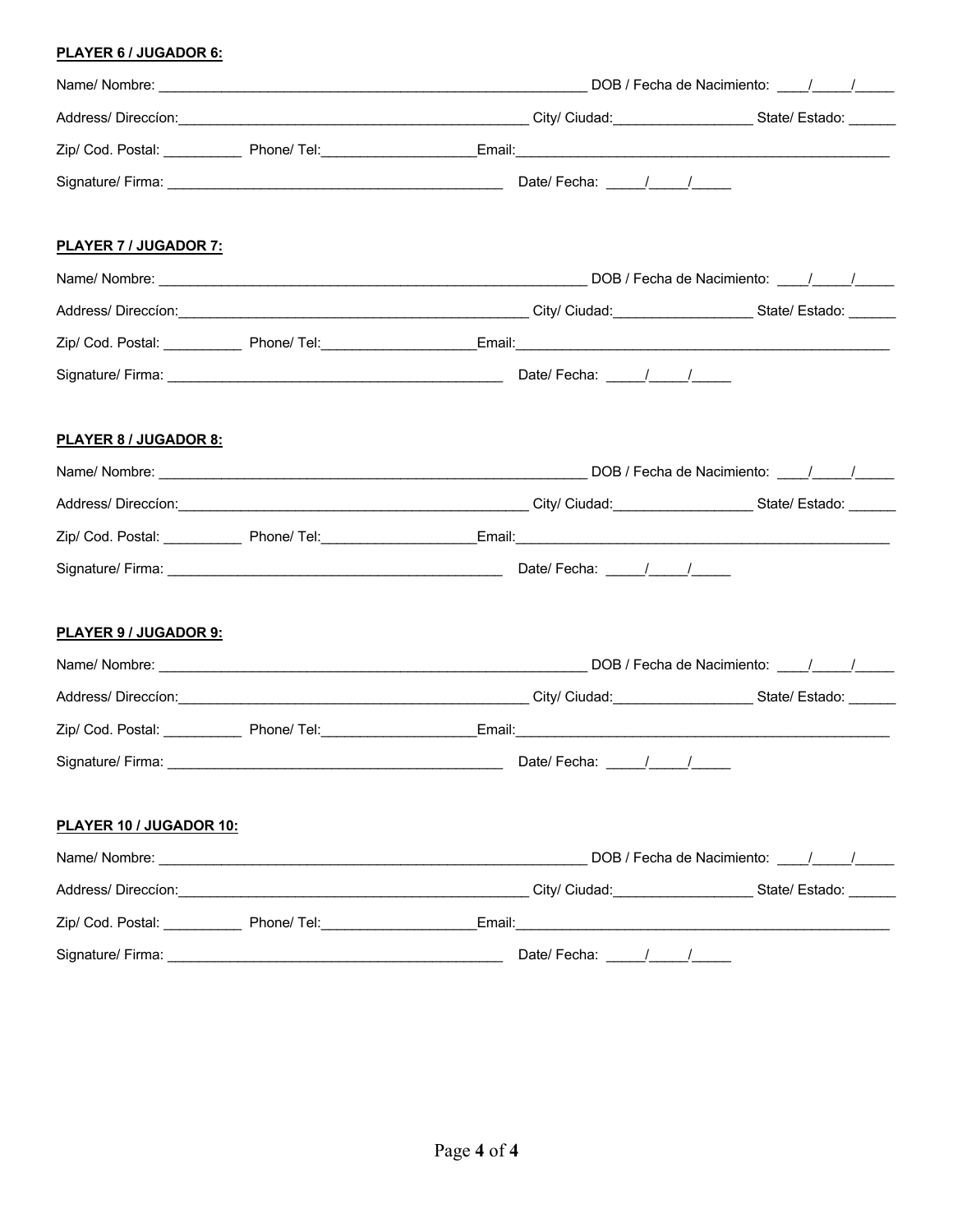**PLAYER 6 / JUGADOR 6:**

Name/ Nombre: ___________________________________________________________ DOB / Fecha de Nacimiento: ____/_____/_____

Address/ Direccíon:_________________________________________________ City/ Ciudad:___________________ State/ Estado: ______

Zip/ Cod. Postal: __________ Phone/ Tel:____________________Email:____________________________________________________

Signature/ Firma: ______________________________________________ Date/ Fecha: _____/_____/_____

**PLAYER 7 / JUGADOR 7:**

Name/ Nombre: ___________________________________________________________ DOB / Fecha de Nacimiento: ____/_____/_____

Address/ Direccíon:_________________________________________________ City/ Ciudad:___________________ State/ Estado: ______

Zip/ Cod. Postal: __________ Phone/ Tel:____________________Email:____________________________________________________

Signature/ Firma: ______________________________________________ Date/ Fecha: _____/_____/_____

**PLAYER 8 / JUGADOR 8:**

Name/ Nombre: ___________________________________________________________ DOB / Fecha de Nacimiento: ____/_____/_____

Address/ Direccíon:_________________________________________________ City/ Ciudad:___________________ State/ Estado: ______

Zip/ Cod. Postal: __________ Phone/ Tel:____________________Email:____________________________________________________

Signature/ Firma: ______________________________________________ Date/ Fecha: _____/_____/_____

**PLAYER 9 / JUGADOR 9:**

Name/ Nombre: ___________________________________________________________ DOB / Fecha de Nacimiento: ____/_____/_____

Address/ Direccíon:_________________________________________________ City/ Ciudad:___________________ State/ Estado: ______

Zip/ Cod. Postal: __________ Phone/ Tel:____________________Email:____________________________________________________

Signature/ Firma: ______________________________________________ Date/ Fecha: _____/_____/_____

**PLAYER 10 / JUGADOR 10:**

Name/ Nombre: ___________________________________________________________ DOB / Fecha de Nacimiento: ____/_____/_____

Address/ Direccíon:_________________________________________________ City/ Ciudad:___________________ State/ Estado: ______

Zip/ Cod. Postal: __________ Phone/ Tel:____________________Email:____________________________________________________

Signature/ Firma: ______________________________________________ Date/ Fecha: _____/_____/_____